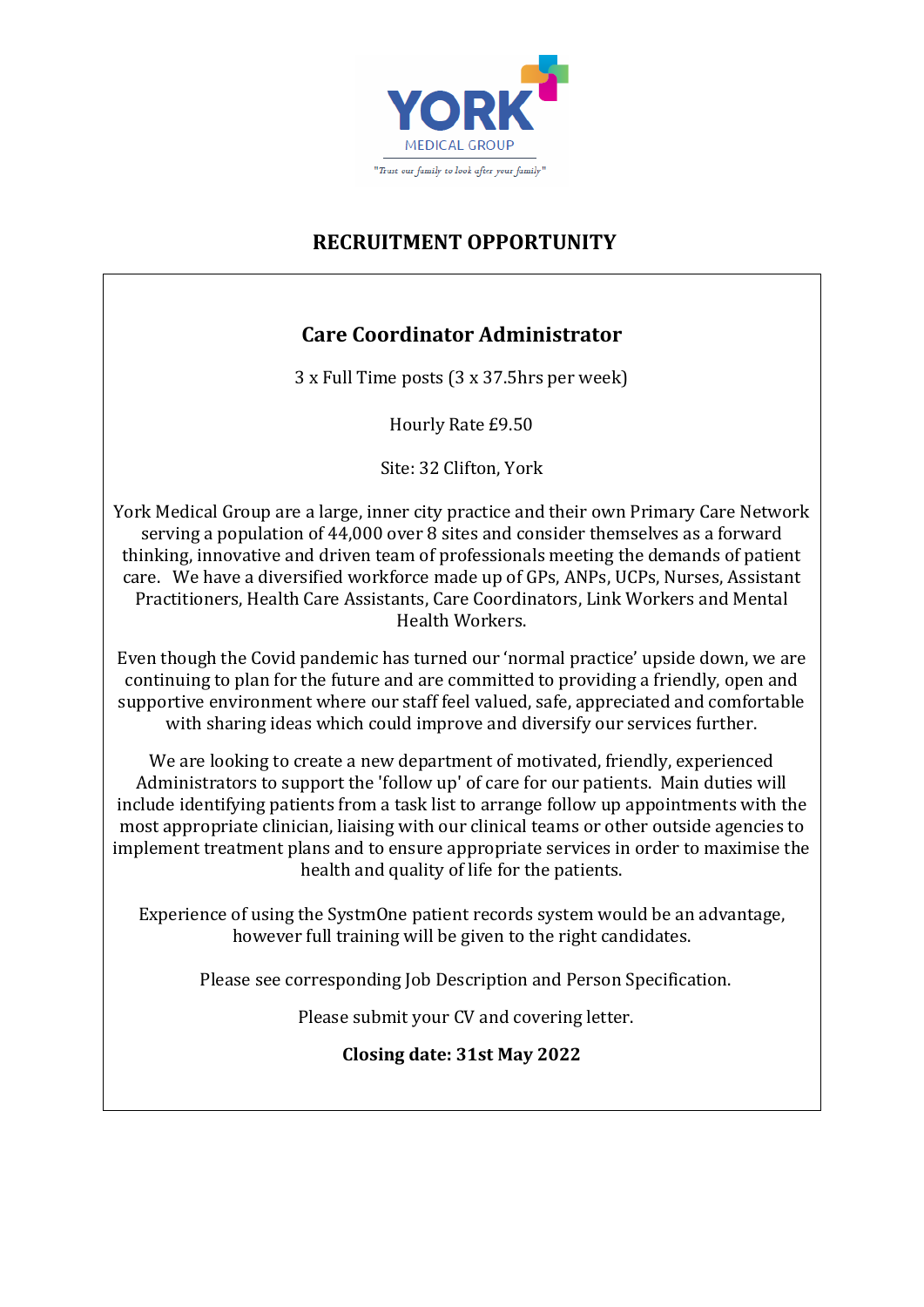YORK
MEDICAL GROUP
"Trust our family to look after your family"

# RECRUITMENT OPPORTUNITY

## Care Coordinator Administrator

3 x Full Time posts (3 x 37.5hrs per week)

Hourly Rate £9.50

Site: 32 Clifton, York

York Medical Group are a large, inner city practice and their own Primary Care Network serving a population of 44,000 over 8 sites and consider themselves as a forward thinking, innovative and driven team of professionals meeting the demands of patient care. We have a diversified workforce made up of GPs, ANPs, UCPs, Nurses, Assistant Practitioners, Health Care Assistants, Care Coordinators, Link Workers and Mental Health Workers.

Even though the Covid pandemic has turned our 'normal practice' upside down, we are continuing to plan for the future and are committed to providing a friendly, open and supportive environment where our staff feel valued, safe, appreciated and comfortable with sharing ideas which could improve and diversify our services further.

We are looking to create a new department of motivated, friendly, experienced Administrators to support the 'follow up' of care for our patients. Main duties will include identifying patients from a task list to arrange follow up appointments with the most appropriate clinician, liaising with our clinical teams or other outside agencies to implement treatment plans and to ensure appropriate services in order to maximise the health and quality of life for the patients.

Experience of using the SystmOne patient records system would be an advantage, however full training will be given to the right candidates.

Please see corresponding Job Description and Person Specification.

Please submit your CV and covering letter.

**Closing date: 31st May 2022**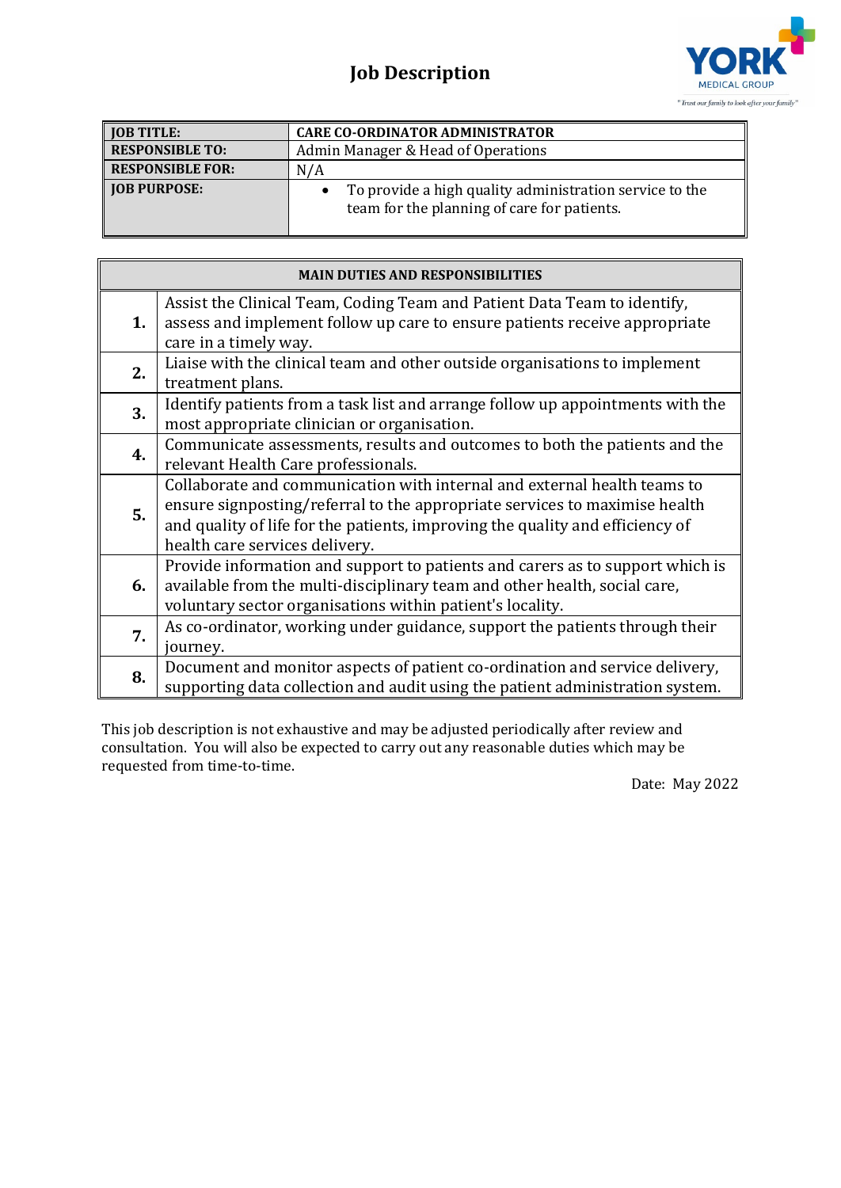# Job Description

| | |
|---|---|
| **JOB TITLE:** | **CARE CO-ORDINATOR ADMINISTRATOR** |
| **RESPONSIBLE TO:** | Admin Manager & Head of Operations |
| **RESPONSIBLE FOR:** | N/A |
| **JOB PURPOSE:** | • To provide a high quality administration service to the team for the planning of care for patients. |

| **MAIN DUTIES AND RESPONSIBILITIES** | |
|---|---|
| **1.** | Assist the Clinical Team, Coding Team and Patient Data Team to identify, assess and implement follow up care to ensure patients receive appropriate care in a timely way. |
| **2.** | Liaise with the clinical team and other outside organisations to implement treatment plans. |
| **3.** | Identify patients from a task list and arrange follow up appointments with the most appropriate clinician or organisation. |
| **4.** | Communicate assessments, results and outcomes to both the patients and the relevant Health Care professionals. |
| **5.** | Collaborate and communication with internal and external health teams to ensure signposting/referral to the appropriate services to maximise health and quality of life for the patients, improving the quality and efficiency of health care services delivery. |
| **6.** | Provide information and support to patients and carers as to support which is available from the multi-disciplinary team and other health, social care, voluntary sector organisations within patient's locality. |
| **7.** | As co-ordinator, working under guidance, support the patients through their journey. |
| **8.** | Document and monitor aspects of patient co-ordination and service delivery, supporting data collection and audit using the patient administration system. |

This job description is not exhaustive and may be adjusted periodically after review and consultation. You will also be expected to carry out any reasonable duties which may be requested from time-to-time.

Date: May 2022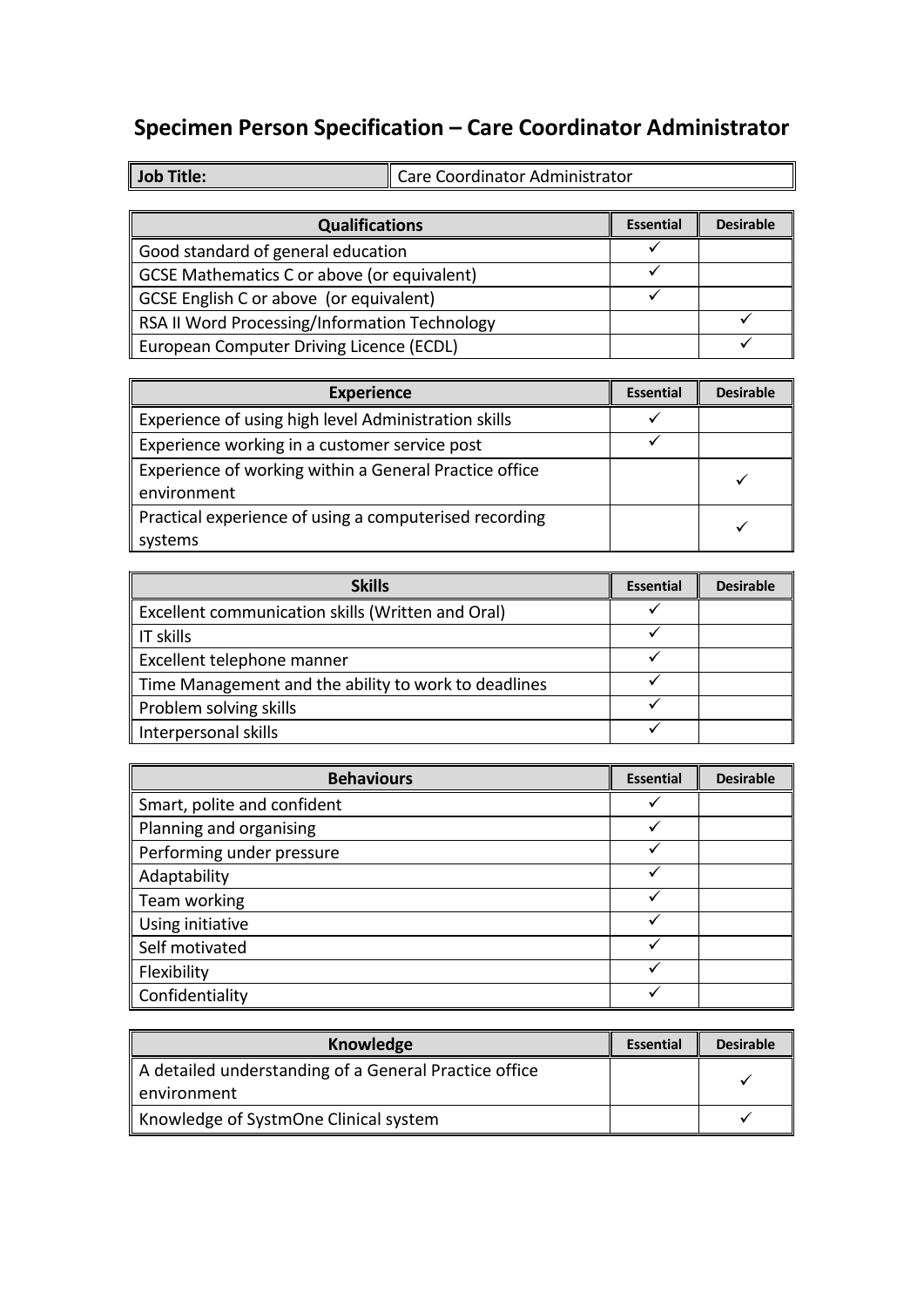# Specimen Person Specification – Care Coordinator Administrator

| | |
|---|---|
| **Job Title:** | Care Coordinator Administrator |

| Qualifications | Essential | Desirable |
|---|---|---|
| Good standard of general education | ✓ | |
| GCSE Mathematics C or above (or equivalent) | ✓ | |
| GCSE English C or above (or equivalent) | ✓ | |
| RSA II Word Processing/Information Technology | | ✓ |
| European Computer Driving Licence (ECDL) | | ✓ |

| Experience | Essential | Desirable |
|---|---|---|
| Experience of using high level Administration skills | ✓ | |
| Experience working in a customer service post | ✓ | |
| Experience of working within a General Practice office environment | | ✓ |
| Practical experience of using a computerised recording systems | | ✓ |

| Skills | Essential | Desirable |
|---|---|---|
| Excellent communication skills (Written and Oral) | ✓ | |
| IT skills | ✓ | |
| Excellent telephone manner | ✓ | |
| Time Management and the ability to work to deadlines | ✓ | |
| Problem solving skills | ✓ | |
| Interpersonal skills | ✓ | |

| Behaviours | Essential | Desirable |
|---|---|---|
| Smart, polite and confident | ✓ | |
| Planning and organising | ✓ | |
| Performing under pressure | ✓ | |
| Adaptability | ✓ | |
| Team working | ✓ | |
| Using initiative | ✓ | |
| Self motivated | ✓ | |
| Flexibility | ✓ | |
| Confidentiality | ✓ | |

| Knowledge | Essential | Desirable |
|---|---|---|
| A detailed understanding of a General Practice office environment | | ✓ |
| Knowledge of SystmOne Clinical system | | ✓ |